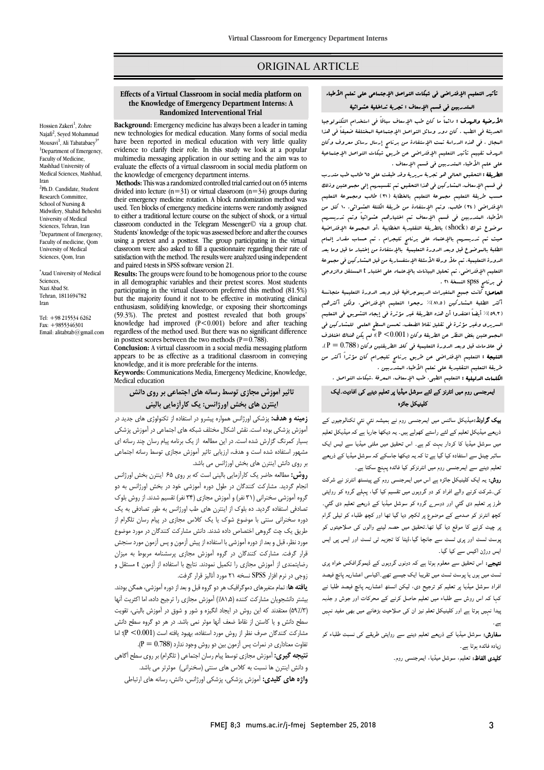ORIGINAL ARTICLE

# Effects of a Virtual Classroom in social media platform on the Knowledge of Emergency Department Interns: A Randomized Interventional Trial

Hossien Zakeri[1], Zohre Najafi[2], Seyed Mohammad Mousavi[1], Ali Tabatabaey[3*]

[1]Department of Emergency, Faculty of Medicine, Mashhad University of Medical Sciences, Mashhad, Iran

[2]Ph.D. Candidate, Student Research Committee, School of Nursing & Midwifery, Shahid Beheshti University of Medical Sciences, Tehran, Iran

[3]Department of Emergency, Faculty of medicine, Qom University of Medical Sciences, Qom, Iran

*Azad University of Medical Sciences, Nazi Abad St. Tehran, 1811694782 Iran

Tel: +98 215534 6262
Fax: +9855346301
Email: alitabtab@gmail.com

**Background:** Emergency medicine has always been a leader in taming new technologies for medical education. Many forms of social media have been reported in medical education with very little quality evidence to clarify their role. In this study we look at a popular multimedia messaging application in our setting and the aim was to evaluate the effects of a virtual classroom in social media platform on the knowledge of emergency department interns.

**Methods:** This was a randomized controlled trial carried out on 65 interns divided into lecture (n=31) or virtual classroom (n=34) groups during their emergency medicine rotation. A block randomization method was used. Ten blocks of emergency medicine interns were randomly assigned to either a traditional lecture course on the subject of shock, or a virtual classroom conducted in the Telegram Messenger© via a group chat. Students' knowledge of the topic was assessed before and after the courses using a pretest and a posttest. The group participating in the virtual classroom were also asked to fill a questionnaire regarding their rate of satisfaction with the method. The results were analyzed using independent and paired t-tests in SPSS software version 21.

**Results:** The groups were found to be homogenous prior to the course in all demographic variables and their pretest scores. Most students participating in the virtual classroom preferred this method (81.5%) but the majority found it not to be effective in motivating clinical enthusiasm, solidifying knowledge, or exposing their shortcomings (59.3%). The pretest and posttest revealed that both groups' knowledge had improved ($P<0.001$) before and after teaching regardless of the method used. But there was no significant difference in posttest scores between the two methods ($P=0.788$).

**Conclusion:** A virtual classroom in a social media messaging platform appears to be as effective as a traditional classroom in conveying knowledge, and it is more preferable for the interns.

**Keywords:** Communications Media, Emergency Medicine, Knowledge, Medical education

## تاثیر آموزش مجازی توسط رسانه های اجتماعی بر روی دانش اینترن های بخش اورژانس: یک کارآزمایی بالینی

**زمینه و هدف:** پزشکی اورژانس همواره پیشرو در استفاده از تکنولوژی های جدید در آموزش پزشکی بوده است. نقش اشکال مختلف شبکه های اجتماعی در آموزش پزشکی بسیار کمرنگ گزارش شده است. در این مطالعه از یک برنامه پیام رسان چند رسانه ای مشهور استفاده شده است و هدف، ارزیابی تاثیر آموزش مجازی توسط رسانه اجتماعی بر روی دانش اینترن های بخش اورژانس می باشد.

**روش:** مطالعه حاضر یک کارآزمایی بالینی است که بر روی ۶۵ اینترن بخش اورژانس انجام گردید. مشارکت کنندگان در طول دوره آموزشی خود در بخش اورژانس به دو گروه آموزشی سخنرانی (۳۱ نفر) و آموزش مجازی (۳۴ نفر) تقسیم شدند. از روش بلوک تصادفی استفاده گردید. ده بلوک از اینترن های طب اورژانس به طور تصادفی به یک دوره سخنرانی سنتی با موضوع شوک یا یک کلاس مجازی در پیام رسان تلگرام از طریق یک چت گروهی اختصاص داده شدند. دانش مشارکت کنندگان در مورد موضوع مورد نظر، قبل و بعد از دوره آموزشی با استفاده از پیش آزمون و پس آزمون مورد سنجش قرار گرفت. مشارکت کنندگان در گروه آموزش مجازی پرسشنامه مربوط به میزان رضایتمندی از آموزش مجازی را تکمیل نمودند. نتایج با استفاده از آزمون t مستقل و زوجی در نرم افزار SPSS نسخه ۲۱ مورد آنالیز قرار گرفت.

**یافته ها:** تمام متغیرهای دموگرافیک هر دو گروه قبل و بعد از دوره آموزشی، همگن بودند. بیشتر دانشجویان مشارکت کننده (۸۱/۵٪) آموزش مجازی را ترجیح داده، اما اکثریت آنها (۵۹/۳٪) معتقدند که این روش در ایجاد انگیزه و شور و شوق در آموزش بالینی، تقویت سطح دانش و یا کاستن از نقاط ضعف آنها موثر نمی باشد. در هر دو گروه سطح دانش مشارکت کنندگان صرف نظر از روش مورد استفاده، بهبود یافته است ($P<0.001$)؛ اما تفاوت معناداری در نمرات پس آزمون بین دو روش وجود ندارد ($P = 0.788$).

**نتیجه گیری:** آموزش مجازی توسط پیام رسان اجتماعی ( تلگرام) بر روی سطح آگاهی و دانش اینترن ها نسبت به کلاس های سنتی (سخنرانی) موثرتر می باشد.

**واژه های کلیدی:** آموزش پزشکی، پزشکی اورژانس، دانش، رسانه های ارتباطی

## تأثیر التعلیم الإفتراضی فی شبکات التواصل الإجتماعی علی تعلم الأطباء المتدربین فی قسم الإسعاف : تجربة تداخلیة عشوائیة

**الأرضیة والهدف :** دائماً ما کان طب الإسعاف سباقاً فی استخدام التکنولوجیا الحدیثة فی الطب . کان دور وسائل التواصل الإجتماعیة المختلفة ضعیفاً فی هذا المجال . فی هذه الدراسة تمت الإستفادة من برنامج إرسال رسائل معروف وکان الهدف تقییم تأثیر التعلیم الإفتراضی عن طریق شبکات التواصل الإجتماعیة علی علم الأطباء المتدربین فی قسم الإسعاف .

**الطریقة :** التحقیق الحالی هو تجربة سریریة وقد طبقت علی ٦٥ طالب طب متدرب فی قسم الإسعاف. المشارکین فی هذا التحقیق تم تقسیمهم إلی مجموعتین وذلک حسب طریقة التعلیم مجموعة التعلیم بالخطابة (٣١) طالب ومجموعة التعلیم الإفتراضی (٣٤) طالب. وتم الإستفادة من طریقة الکتلة العشوائی. ١٠ کتل من الأطباء المتدربین فی قسم الإسعاف تم اختیارهم عشوائیاً وتم تدریسهم موضوع شوک (shock) بالطریقة التقلیدیة الخطابیة ،أو المجموعة الإفتراضیة حیث تم تدریسهم بالإعتماد علی برنامج تلیجرام . تم حساب مقدار إلمام الطلبة بالموضوع قبل وبعد الدورة التعلیمیة بالإستفادة من إختبار ما قبل وما بعد الدورة التعلیمیة. تم ملأ ورقة الأسئلة الإستفساریة من قبل المشارکین فی مجموعة التعلیم الإفتراضی. تم تحلیل البیانات بالإعتماد علی اختبار t المستقل والزوجی فی برنامج spss النسخة ٢١ .

**الحاصل:** کانت جمیع المتغیرات الدیموجرافیة قبل وبعد الدورة التعلیمیة متجانسة أکثر الطلبة المشارکین (٨١،٥)٪ رجحوا التعلیم الإفتراضی، ولکن أکثرهم (٥٩،٣)٪ أیضاً اعتقدوا أن هذه الطریقة غیر مؤثرة فی إیجاد التشویق فی التعلیم السریری وغیر مؤثرة فی تقلیل نقاط الضعف. تحسن السطح العلمی للمشارکین فی المجموعتین بغض النظر عن الطریقة وکان ($P < 0.001$)؛ لم یکن هناک اختلاف فی علامات قبل وبعد الدورة التعلیمیة فی کلا الطریقتین وکان ($P = 0.788$).

**النتیجة :** التعلیم الإفتراضی عن طریق برنامج تلیجرام کان مؤثراً أکثر من طریقة التعلیم التقلیدیة علی تعلم الأطباء المتدربین .

**الکلمات الدلیلیة :** التعلیم الطبی، طب الإسعاف، المعرفة ،شبکات التواصل .

## ایمرجنسی روم میں انٹرنز کے لئے سوشل میڈیا پر تعلیم دینے کی افادیت۔ایک کلینیکل جائزہ

**بیک گراونڈ:** میڈیکل سائنس میں ایمرجنسی روم نے ہمیشہ نئي نئي ٹکنالوجیوں کے ذریعے میڈیکل تعلیم کے لئے راستے کھولے ہیں۔ یہ دیکھا جارہا ہے کہ میڈیکل تعلیم میں سوشل میڈیا کا کردار بہت کم ہے۔ اس تحقیق میں ملٹی میڈیا سے ایس ایک سائبر چینل سے استفادہ کیا گیا ہے تا کہ یہ دیکھا جاسکے کہ سوشل میڈیا کے ذریعے تعلیم دینے سے ایمرجنسی روم میں انٹرنزکو کیا فائدہ پہنچ سکتا ہے۔

**روش:** یہ ایک کلینیکل جائزہ ہے اس میں ایمرجنسی روم کے پینسٹھ انٹرنز نے شرکت کی۔شرکت کرنے والے افراد کو دو گروہوں میں تقسیم کیا گیا، پہلے گروہ کو روایتی طرز پر تعلیم دی گئي اور دوسرے گروہ کو سوشل میڈیا کے ذریعے تعلیم دی گئي۔ کچھ انٹرنز کو صدمے کے موضوع پر لکچر دیا گیا تھا اور کچھ طلباء کو ٹیلی گرام پر چیٹ کرنے کا موقع دیا گیا تھا۔تحقیق میں حصہ لینے والوں کی صلاحیتوں کو پوسٹ ٹسٹ اور پری ٹسٹ سے جانچا گیا،ڈیٹا کا تجزیہ ٹی ٹسٹ اور ایس پی ایس ایس ورژن اکیس سے کیا گیا۔

**نتیجے:** اس تحقیق سے معلوم ہوتا ہے کہ دونوں گروہوں کے ڈیموگرافکس خواہ پری ٹسٹ میں ہوں یا پوسٹ ٹسٹ میں تقریبا ایک جیسے تھے۔اکیاسی اعشاریہ پانچ فیصد افراد سوشل میڈیا پر تعلیم کو ترجیح دی، لیکن انسٹھ اعشاریہ پانچ فیصد طلبا نے کہا کہ اس روش سے طلباء میں تعلیم حاصل کرنے کے محرکات اور جوش و جذبہ پیدا نہیں ہوتا ہے اور کلینیکل تعلم نیز ان کی صلاحیت بڑھانے میں بھی مفید نہیں ہے۔

**سفارش:** سوشل میڈیا کے ذریعے تعلیم دینے سے روایتی طریقے کی نسبت طلباء کو زیادہ فائدہ ہوتا ہے۔

**کلیدی الفاظ:** تعلیم، سوشل میڈیا، ایمرجنسی روم۔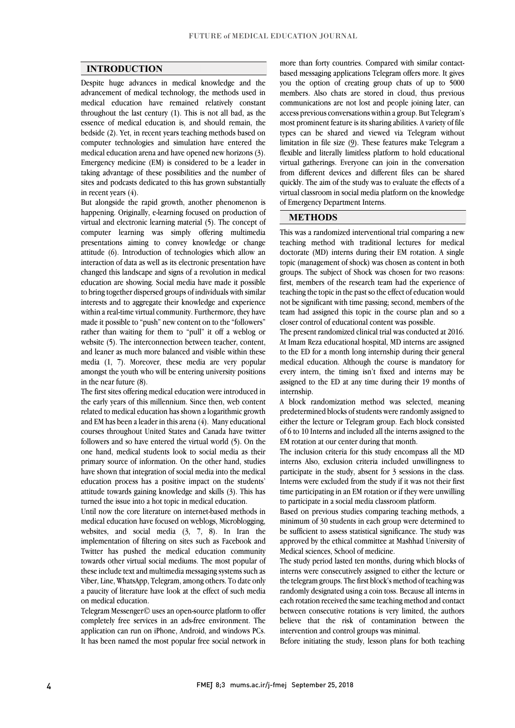## INTRODUCTION

Despite huge advances in medical knowledge and the advancement of medical technology, the methods used in medical education have remained relatively constant throughout the last century (1). This is not all bad, as the essence of medical education is, and should remain, the bedside (2). Yet, in recent years teaching methods based on computer technologies and simulation have entered the medical education arena and have opened new horizons (3). Emergency medicine (EM) is considered to be a leader in taking advantage of these possibilities and the number of sites and podcasts dedicated to this has grown substantially in recent years (4).

But alongside the rapid growth, another phenomenon is happening. Originally, e-learning focused on production of virtual and electronic learning material (5). The concept of computer learning was simply offering multimedia presentations aiming to convey knowledge or change attitude (6). Introduction of technologies which allow an interaction of data as well as its electronic presentation have changed this landscape and signs of a revolution in medical education are showing. Social media have made it possible to bring together dispersed groups of individuals with similar interests and to aggregate their knowledge and experience within a real-time virtual community. Furthermore, they have made it possible to "push" new content on to the "followers" rather than waiting for them to "pull" it off a weblog or website (5). The interconnection between teacher, content, and leaner as much more balanced and visible within these media (1, 7). Moreover, these media are very popular amongst the youth who will be entering university positions in the near future (8).

The first sites offering medical education were introduced in the early years of this millennium. Since then, web content related to medical education has shown a logarithmic growth and EM has been a leader in this arena (4). Many educational courses throughout United States and Canada have twitter followers and so have entered the virtual world (5). On the one hand, medical students look to social media as their primary source of information. On the other hand, studies have shown that integration of social media into the medical education process has a positive impact on the students' attitude towards gaining knowledge and skills (3). This has turned the issue into a hot topic in medical education.

Until now the core literature on internet-based methods in medical education have focused on weblogs, Microblogging, websites, and social media (3, 7, 8). In Iran the implementation of filtering on sites such as Facebook and Twitter has pushed the medical education community towards other virtual social mediums. The most popular of these include text and multimedia messaging systems such as Viber, Line, WhatsApp, Telegram, among others. To date only a paucity of literature have look at the effect of such media on medical education.

Telegram Messenger© uses an open-source platform to offer completely free services in an ads-free environment. The application can run on iPhone, Android, and windows PCs. It has been named the most popular free social network in more than forty countries. Compared with similar contact-based messaging applications Telegram offers more. It gives you the option of creating group chats of up to 5000 members. Also chats are stored in cloud, thus previous communications are not lost and people joining later, can access previous conversations within a group. But Telegram's most prominent feature is its sharing abilities. A variety of file types can be shared and viewed via Telegram without limitation in file size (9). These features make Telegram a flexible and literally limitless platform to hold educational virtual gatherings. Everyone can join in the conversation from different devices and different files can be shared quickly. The aim of the study was to evaluate the effects of a virtual classroom in social media platform on the knowledge of Emergency Department Interns.

## METHODS

This was a randomized interventional trial comparing a new teaching method with traditional lectures for medical doctorate (MD) interns during their EM rotation. A single topic (management of shock) was chosen as content in both groups. The subject of Shock was chosen for two reasons: first, members of the research team had the experience of teaching the topic in the past so the effect of education would not be significant with time passing; second, members of the team had assigned this topic in the course plan and so a closer control of educational content was possible.

The present randomized clinical trial was conducted at 2016. At Imam Reza educational hospital, MD interns are assigned to the ED for a month long internship during their general medical education. Although the course is mandatory for every intern, the timing isn't fixed and interns may be assigned to the ED at any time during their 19 months of internship.

A block randomization method was selected, meaning predetermined blocks of students were randomly assigned to either the lecture or Telegram group. Each block consisted of 6 to 10 Interns and included all the interns assigned to the EM rotation at our center during that month.

The inclusion criteria for this study encompass all the MD interns Also, exclusion criteria included unwillingness to participate in the study, absent for 3 sessions in the class. Interns were excluded from the study if it was not their first time participating in an EM rotation or if they were unwilling to participate in a social media classroom platform.

Based on previous studies comparing teaching methods, a minimum of 30 students in each group were determined to be sufficient to assess statistical significance. The study was approved by the ethical committee at Mashhad University of Medical sciences, School of medicine.

The study period lasted ten months, during which blocks of interns were consecutively assigned to either the lecture or the telegram groups. The first block's method of teaching was randomly designated using a coin toss. Because all interns in each rotation received the same teaching method and contact between consecutive rotations is very limited, the authors believe that the risk of contamination between the intervention and control groups was minimal.

Before initiating the study, lesson plans for both teaching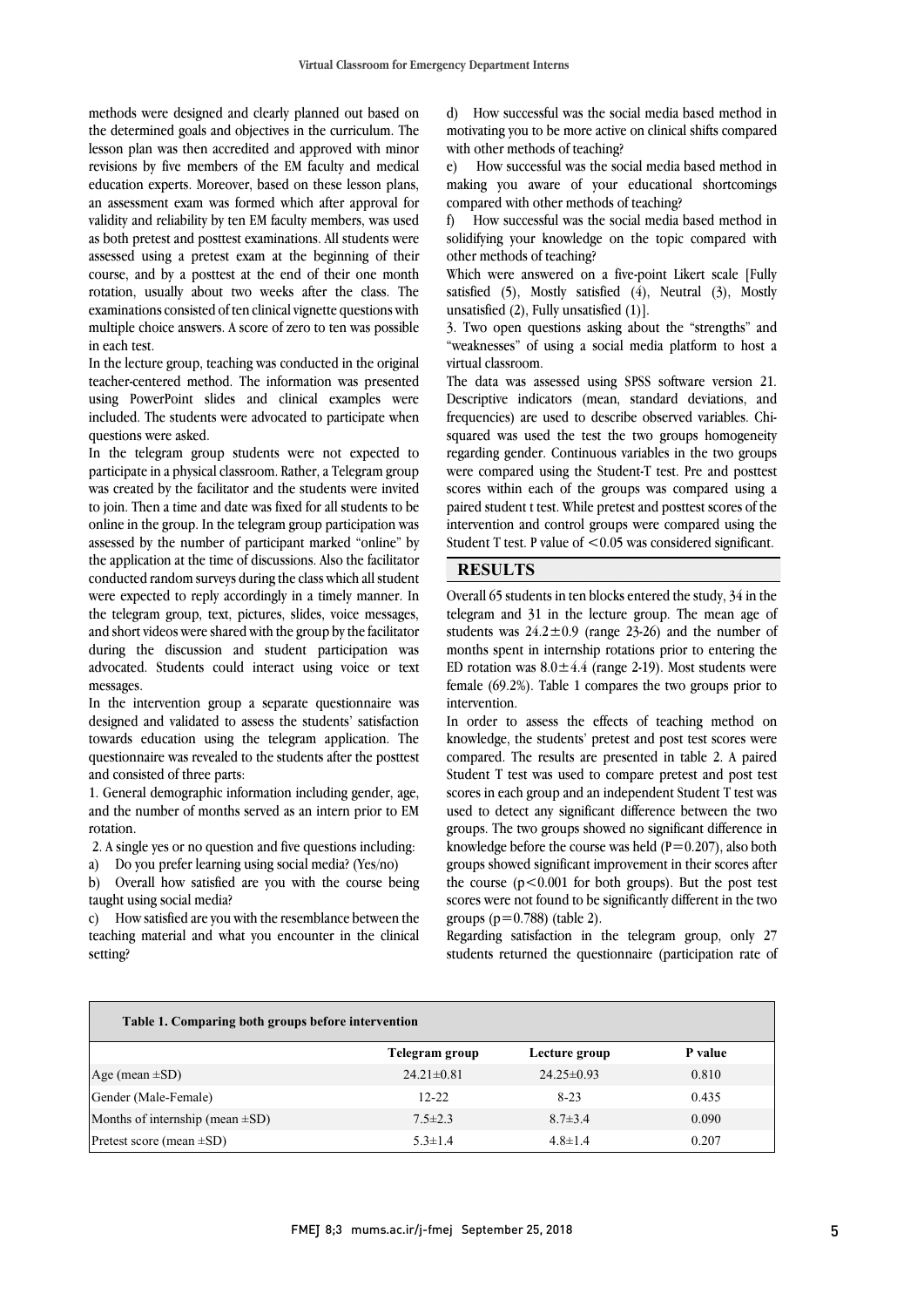methods were designed and clearly planned out based on the determined goals and objectives in the curriculum. The lesson plan was then accredited and approved with minor revisions by five members of the EM faculty and medical education experts. Moreover, based on these lesson plans, an assessment exam was formed which after approval for validity and reliability by ten EM faculty members, was used as both pretest and posttest examinations. All students were assessed using a pretest exam at the beginning of their course, and by a posttest at the end of their one month rotation, usually about two weeks after the class. The examinations consisted of ten clinical vignette questions with multiple choice answers. A score of zero to ten was possible in each test.

In the lecture group, teaching was conducted in the original teacher-centered method. The information was presented using PowerPoint slides and clinical examples were included. The students were advocated to participate when questions were asked.

In the telegram group students were not expected to participate in a physical classroom. Rather, a Telegram group was created by the facilitator and the students were invited to join. Then a time and date was fixed for all students to be online in the group. In the telegram group participation was assessed by the number of participant marked "online" by the application at the time of discussions. Also the facilitator conducted random surveys during the class which all student were expected to reply accordingly in a timely manner. In the telegram group, text, pictures, slides, voice messages, and short videos were shared with the group by the facilitator during the discussion and student participation was advocated. Students could interact using voice or text messages.

In the intervention group a separate questionnaire was designed and validated to assess the students' satisfaction towards education using the telegram application. The questionnaire was revealed to the students after the posttest and consisted of three parts:

1. General demographic information including gender, age, and the number of months served as an intern prior to EM rotation.

2. A single yes or no question and five questions including:

a) Do you prefer learning using social media? (Yes/no)

b) Overall how satisfied are you with the course being taught using social media?

c) How satisfied are you with the resemblance between the teaching material and what you encounter in the clinical setting?

d) How successful was the social media based method in motivating you to be more active on clinical shifts compared with other methods of teaching?

e) How successful was the social media based method in making you aware of your educational shortcomings compared with other methods of teaching?

f) How successful was the social media based method in solidifying your knowledge on the topic compared with other methods of teaching?

Which were answered on a five-point Likert scale [Fully satisfied (5), Mostly satisfied (4), Neutral (3), Mostly unsatisfied (2), Fully unsatisfied (1)].

3. Two open questions asking about the "strengths" and "weaknesses" of using a social media platform to host a virtual classroom.

The data was assessed using SPSS software version 21. Descriptive indicators (mean, standard deviations, and frequencies) are used to describe observed variables. Chi-squared was used the test the two groups homogeneity regarding gender. Continuous variables in the two groups were compared using the Student-T test. Pre and posttest scores within each of the groups was compared using a paired student t test. While pretest and posttest scores of the intervention and control groups were compared using the Student T test. P value of $<0.05$ was considered significant.

## RESULTS

Overall 65 students in ten blocks entered the study, 34 in the telegram and 31 in the lecture group. The mean age of students was $24.2\pm0.9$ (range 23-26) and the number of months spent in internship rotations prior to entering the ED rotation was $8.0\pm4.4$ (range 2-19). Most students were female (69.2%). Table 1 compares the two groups prior to intervention.

In order to assess the effects of teaching method on knowledge, the students' pretest and post test scores were compared. The results are presented in table 2. A paired Student T test was used to compare pretest and post test scores in each group and an independent Student T test was used to detect any significant difference between the two groups. The two groups showed no significant difference in knowledge before the course was held ($P=0.207$), also both groups showed significant improvement in their scores after the course ($p<0.001$ for both groups). But the post test scores were not found to be significantly different in the two groups ($p=0.788$) (table 2).

Regarding satisfaction in the telegram group, only 27 students returned the questionnaire (participation rate of

**Table 1. Comparing both groups before intervention**

| | Telegram group | Lecture group | P value |
|---|---|---|---|
| Age (mean ±SD) | 24.21±0.81 | 24.25±0.93 | 0.810 |
| Gender (Male-Female) | 12-22 | 8-23 | 0.435 |
| Months of internship (mean ±SD) | 7.5±2.3 | 8.7±3.4 | 0.090 |
| Pretest score (mean ±SD) | 5.3±1.4 | 4.8±1.4 | 0.207 |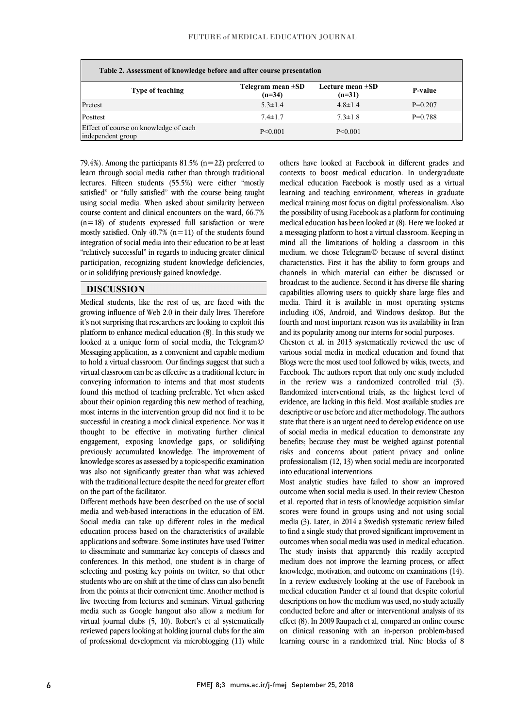**Table 2. Assessment of knowledge before and after course presentation**

| Type of teaching | Telegram mean ±SD (n=34) | Lecture mean ±SD (n=31) | P-value |
|---|---|---|---|
| Pretest | 5.3±1.4 | 4.8±1.4 | P=0.207 |
| Posttest | 7.4±1.7 | 7.3±1.8 | P=0.788 |
| Effect of course on knowledge of each independent group | P<0.001 | P<0.001 | |

79.4%). Among the participants 81.5% (n=22) preferred to learn through social media rather than through traditional lectures. Fifteen students (55.5%) were either "mostly satisfied" or "fully satisfied" with the course being taught using social media. When asked about similarity between course content and clinical encounters on the ward, 66.7% (n=18) of students expressed full satisfaction or were mostly satisfied. Only 40.7% (n=11) of the students found integration of social media into their education to be at least "relatively successful" in regards to inducing greater clinical participation, recognizing student knowledge deficiencies, or in solidifying previously gained knowledge.

## DISCUSSION

Medical students, like the rest of us, are faced with the growing influence of Web 2.0 in their daily lives. Therefore it's not surprising that researchers are looking to exploit this platform to enhance medical education (8). In this study we looked at a unique form of social media, the Telegram© Messaging application, as a convenient and capable medium to hold a virtual classroom. Our findings suggest that such a virtual classroom can be as effective as a traditional lecture in conveying information to interns and that most students found this method of teaching preferable. Yet when asked about their opinion regarding this new method of teaching, most interns in the intervention group did not find it to be successful in creating a mock clinical experience. Nor was it thought to be effective in motivating further clinical engagement, exposing knowledge gaps, or solidifying previously accumulated knowledge. The improvement of knowledge scores as assessed by a topic-specific examination was also not significantly greater than what was achieved with the traditional lecture despite the need for greater effort on the part of the facilitator.

Different methods have been described on the use of social media and web-based interactions in the education of EM. Social media can take up different roles in the medical education process based on the characteristics of available applications and software. Some institutes have used Twitter to disseminate and summarize key concepts of classes and conferences. In this method, one student is in charge of selecting and posting key points on twitter, so that other students who are on shift at the time of class can also benefit from the points at their convenient time. Another method is live tweeting from lectures and seminars. Virtual gathering media such as Google hangout also allow a medium for virtual journal clubs (5, 10). Robert's et al systematically reviewed papers looking at holding journal clubs for the aim of professional development via microblogging (11) while others have looked at Facebook in different grades and contexts to boost medical education. In undergraduate medical education Facebook is mostly used as a virtual learning and teaching environment, whereas in graduate medical training most focus on digital professionalism. Also the possibility of using Facebook as a platform for continuing medical education has been looked at (8). Here we looked at a messaging platform to host a virtual classroom. Keeping in mind all the limitations of holding a classroom in this medium, we chose Telegram© because of several distinct characteristics. First it has the ability to form groups and channels in which material can either be discussed or broadcast to the audience. Second it has diverse file sharing capabilities allowing users to quickly share large files and media. Third it is available in most operating systems including iOS, Android, and Windows desktop. But the fourth and most important reason was its availability in Iran and its popularity among our interns for social purposes.

Cheston et al. in 2013 systematically reviewed the use of various social media in medical education and found that Blogs were the most used tool followed by wikis, tweets, and Facebook. The authors report that only one study included in the review was a randomized controlled trial (3). Randomized interventional trials, as the highest level of evidence, are lacking in this field. Most available studies are descriptive or use before and after methodology. The authors state that there is an urgent need to develop evidence on use of social media in medical education to demonstrate any benefits; because they must be weighed against potential risks and concerns about patient privacy and online professionalism (12, 13) when social media are incorporated into educational interventions.

Most analytic studies have failed to show an improved outcome when social media is used. In their review Cheston et al. reported that in tests of knowledge acquisition similar scores were found in groups using and not using social media (3). Later, in 2014 a Swedish systematic review failed to find a single study that proved significant improvement in outcomes when social media was used in medical education. The study insists that apparently this readily accepted medium does not improve the learning process, or affect knowledge, motivation, and outcome on examinations (14). In a review exclusively looking at the use of Facebook in medical education Pander et al found that despite colorful descriptions on how the medium was used, no study actually conducted before and after or interventional analysis of its effect (8). In 2009 Raupach et al, compared an online course on clinical reasoning with an in-person problem-based learning course in a randomized trial. Nine blocks of 8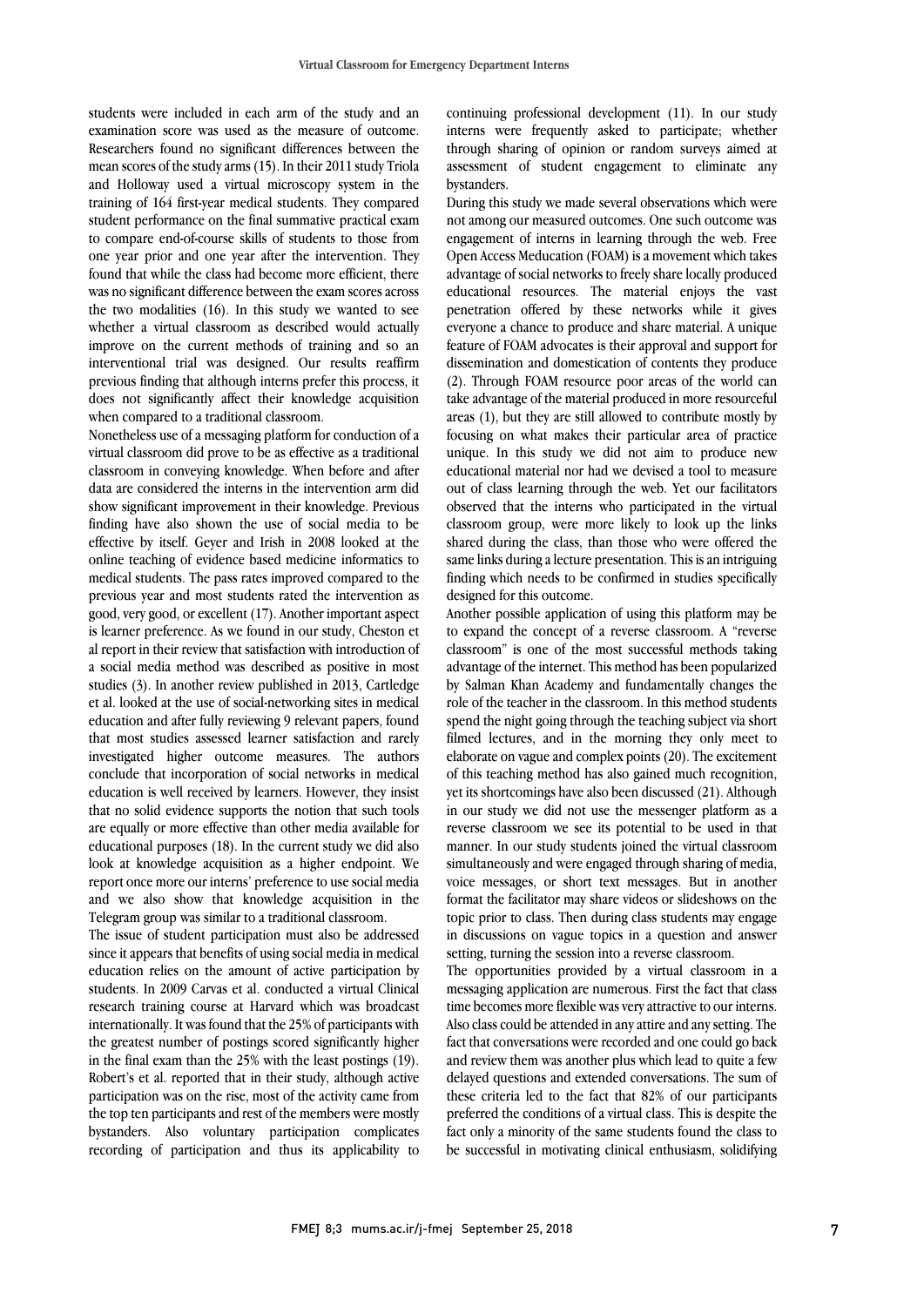students were included in each arm of the study and an examination score was used as the measure of outcome. Researchers found no significant differences between the mean scores of the study arms (15). In their 2011 study Triola and Holloway used a virtual microscopy system in the training of 164 first-year medical students. They compared student performance on the final summative practical exam to compare end-of-course skills of students to those from one year prior and one year after the intervention. They found that while the class had become more efficient, there was no significant difference between the exam scores across the two modalities (16). In this study we wanted to see whether a virtual classroom as described would actually improve on the current methods of training and so an interventional trial was designed. Our results reaffirm previous finding that although interns prefer this process, it does not significantly affect their knowledge acquisition when compared to a traditional classroom.

Nonetheless use of a messaging platform for conduction of a virtual classroom did prove to be as effective as a traditional classroom in conveying knowledge. When before and after data are considered the interns in the intervention arm did show significant improvement in their knowledge. Previous finding have also shown the use of social media to be effective by itself. Geyer and Irish in 2008 looked at the online teaching of evidence based medicine informatics to medical students. The pass rates improved compared to the previous year and most students rated the intervention as good, very good, or excellent (17). Another important aspect is learner preference. As we found in our study, Cheston et al report in their review that satisfaction with introduction of a social media method was described as positive in most studies (3). In another review published in 2013, Cartledge et al. looked at the use of social-networking sites in medical education and after fully reviewing 9 relevant papers, found that most studies assessed learner satisfaction and rarely investigated higher outcome measures. The authors conclude that incorporation of social networks in medical education is well received by learners. However, they insist that no solid evidence supports the notion that such tools are equally or more effective than other media available for educational purposes (18). In the current study we did also look at knowledge acquisition as a higher endpoint. We report once more our interns' preference to use social media and we also show that knowledge acquisition in the Telegram group was similar to a traditional classroom.

The issue of student participation must also be addressed since it appears that benefits of using social media in medical education relies on the amount of active participation by students. In 2009 Carvas et al. conducted a virtual Clinical research training course at Harvard which was broadcast internationally. It was found that the 25% of participants with the greatest number of postings scored significantly higher in the final exam than the 25% with the least postings (19). Robert's et al. reported that in their study, although active participation was on the rise, most of the activity came from the top ten participants and rest of the members were mostly bystanders. Also voluntary participation complicates recording of participation and thus its applicability to continuing professional development (11). In our study interns were frequently asked to participate; whether through sharing of opinion or random surveys aimed at assessment of student engagement to eliminate any bystanders.

During this study we made several observations which were not among our measured outcomes. One such outcome was engagement of interns in learning through the web. Free Open Access Meducation (FOAM) is a movement which takes advantage of social networks to freely share locally produced educational resources. The material enjoys the vast penetration offered by these networks while it gives everyone a chance to produce and share material. A unique feature of FOAM advocates is their approval and support for dissemination and domestication of contents they produce (2). Through FOAM resource poor areas of the world can take advantage of the material produced in more resourceful areas (1), but they are still allowed to contribute mostly by focusing on what makes their particular area of practice unique. In this study we did not aim to produce new educational material nor had we devised a tool to measure out of class learning through the web. Yet our facilitators observed that the interns who participated in the virtual classroom group, were more likely to look up the links shared during the class, than those who were offered the same links during a lecture presentation. This is an intriguing finding which needs to be confirmed in studies specifically designed for this outcome.

Another possible application of using this platform may be to expand the concept of a reverse classroom. A "reverse classroom" is one of the most successful methods taking advantage of the internet. This method has been popularized by Salman Khan Academy and fundamentally changes the role of the teacher in the classroom. In this method students spend the night going through the teaching subject via short filmed lectures, and in the morning they only meet to elaborate on vague and complex points (20). The excitement of this teaching method has also gained much recognition, yet its shortcomings have also been discussed (21). Although in our study we did not use the messenger platform as a reverse classroom we see its potential to be used in that manner. In our study students joined the virtual classroom simultaneously and were engaged through sharing of media, voice messages, or short text messages. But in another format the facilitator may share videos or slideshows on the topic prior to class. Then during class students may engage in discussions on vague topics in a question and answer setting, turning the session into a reverse classroom.

The opportunities provided by a virtual classroom in a messaging application are numerous. First the fact that class time becomes more flexible was very attractive to our interns. Also class could be attended in any attire and any setting. The fact that conversations were recorded and one could go back and review them was another plus which lead to quite a few delayed questions and extended conversations. The sum of these criteria led to the fact that 82% of our participants preferred the conditions of a virtual class. This is despite the fact only a minority of the same students found the class to be successful in motivating clinical enthusiasm, solidifying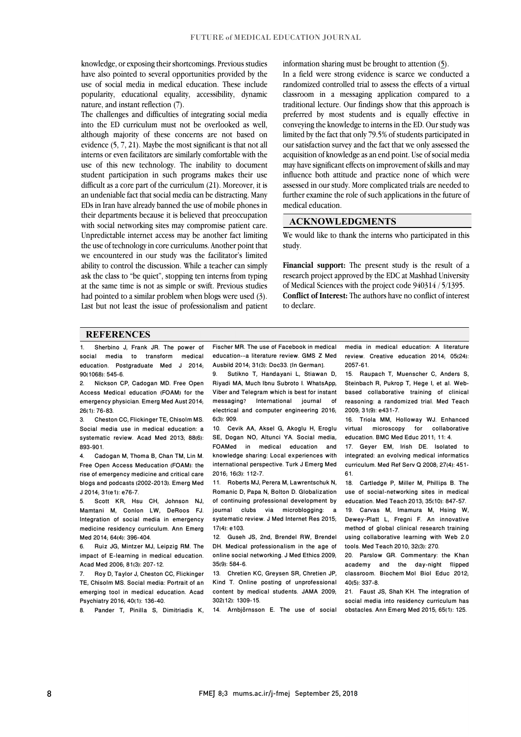knowledge, or exposing their shortcomings. Previous studies have also pointed to several opportunities provided by the use of social media in medical education. These include popularity, educational equality, accessibility, dynamic nature, and instant reflection (7).

The challenges and difficulties of integrating social media into the ED curriculum must not be overlooked as well, although majority of these concerns are not based on evidence (5, 7, 21). Maybe the most significant is that not all interns or even facilitators are similarly comfortable with the use of this new technology. The inability to document student participation in such programs makes their use difficult as a core part of the curriculum (21). Moreover, it is an undeniable fact that social media can be distracting. Many EDs in Iran have already banned the use of mobile phones in their departments because it is believed that preoccupation with social networking sites may compromise patient care. Unpredictable internet access may be another fact limiting the use of technology in core curriculums. Another point that we encountered in our study was the facilitator's limited ability to control the discussion. While a teacher can simply ask the class to "be quiet", stopping ten interns from typing at the same time is not as simple or swift. Previous studies had pointed to a similar problem when blogs were used (3). Last but not least the issue of professionalism and patient information sharing must be brought to attention (5).

In a field were strong evidence is scarce we conducted a randomized controlled trial to assess the effects of a virtual classroom in a messaging application compared to a traditional lecture. Our findings show that this approach is preferred by most students and is equally effective in conveying the knowledge to interns in the ED. Our study was limited by the fact that only 79.5% of students participated in our satisfaction survey and the fact that we only assessed the acquisition of knowledge as an end point. Use of social media may have significant effects on improvement of skills and may influence both attitude and practice none of which were assessed in our study. More complicated trials are needed to further examine the role of such applications in the future of medical education.

## ACKNOWLEDGMENTS

We would like to thank the interns who participated in this study.

**Financial support:** The present study is the result of a research project approved by the EDC at Mashhad University of Medical Sciences with the project code 940314 / 5/1395.

**Conflict of Interest:** The authors have no conflict of interest to declare.

## REFERENCES

1. Sherbino J, Frank JR. The power of social media to transform medical education. Postgraduate Med J 2014; 90(1068): 545-6.
2. Nickson CP, Cadogan MD. Free Open Access Medical education (FOAM) for the emergency physician. Emerg Med Aust 2014; 26(1): 76-83.
3. Cheston CC, Flickinger TE, Chisolm MS. Social media use in medical education: a systematic review. Acad Med 2013; 88(6): 893-901.
4. Cadogan M, Thoma B, Chan TM, Lin M. Free Open Access Meducation (FOAM): the rise of emergency medicine and critical care blogs and podcasts (2002-2013). Emerg Med J 2014; 31(e1): e76-7.
5. Scott KR, Hsu CH, Johnson NJ, Mamtani M, Conlon LW, DeRoos FJ. Integration of social media in emergency medicine residency curriculum. Ann Emerg Med 2014; 64(4): 396-404.
6. Ruiz JG, Mintzer MJ, Leipzig RM. The impact of E-learning in medical education. Acad Med 2006; 81(3): 207-12.
7. Roy D, Taylor J, Cheston CC, Flickinger TE, Chisolm MS. Social media: Portrait of an emerging tool in medical education. Acad Psychiatry 2016; 40(1): 136-40.
8. Pander T, Pinilla S, Dimitriadis K, Fischer MR. The use of Facebook in medical education--a literature review. GMS Z Med Ausbild 2014; 31(3): Doc33. [In German].
9. Sutikno T, Handayani L, Stiawan D, Riyadi MA, Much Ibnu Subroto I. WhatsApp, Viber and Telegram which is best for instant messaging? International journal of electrical and computer engineering 2016; 6(3): 909.
10. Cevik AA, Aksel G, Akoglu H, Eroglu SE, Dogan NO, Altunci YA. Social media, FOAMed in medical education and knowledge sharing: Local experiences with international perspective. Turk J Emerg Med 2016; 16(3): 112-7.
11. Roberts MJ, Perera M, Lawrentschuk N, Romanic D, Papa N, Bolton D. Globalization of continuing professional development by journal clubs via microblogging: a systematic review. J Med Internet Res 2015; 17(4): e103.
12. Guseh JS, 2nd, Brendel RW, Brendel DH. Medical professionalism in the age of online social networking. J Med Ethics 2009; 35(9): 584-6.
13. Chretien KC, Greysen SR, Chretien JP, Kind T. Online posting of unprofessional content by medical students. JAMA 2009; 302(12): 1309-15.
14. Arnbjörnsson E. The use of social media in medical education: A literature review. Creative education 2014; 05(24): 2057-61.
15. Raupach T, Muenscher C, Anders S, Steinbach R, Pukrop T, Hege I, et al. Web-based collaborative training of clinical reasoning: a randomized trial. Med Teach 2009; 31(9): e431-7.
16. Triola MM, Holloway WJ. Enhanced virtual microscopy for collaborative education. BMC Med Educ 2011; 11: 4.
17. Geyer EM, Irish DE. Isolated to integrated: an evolving medical informatics curriculum. Med Ref Serv Q 2008; 27(4): 451-61.
18. Cartledge P, Miller M, Phillips B. The use of social-networking sites in medical education. Med Teach 2013; 35(10): 847-57.
19. Carvas M, Imamura M, Hsing W, Dewey-Platt L, Fregni F. An innovative method of global clinical research training using collaborative learning with Web 2.0 tools. Med Teach 2010; 32(3): 270.
20. Parslow GR. Commentary: The Khan academy and the day-night flipped classroom. Biochem Mol Biol Educ 2012; 40(5): 337-8.
21. Faust JS, Shah KH. The integration of social media into residency curriculum has obstacles. Ann Emerg Med 2015; 65(1): 125.